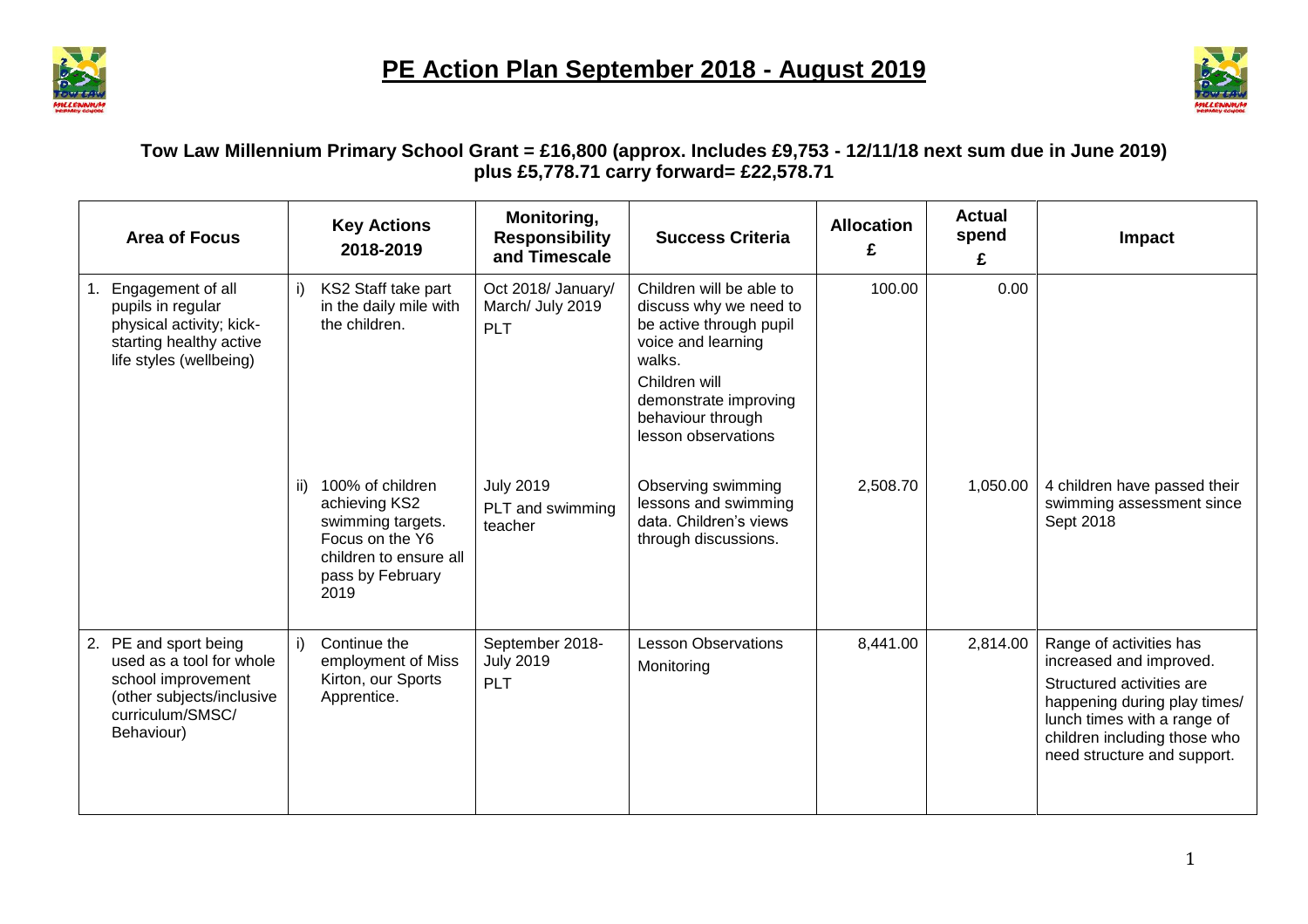# PE Action Plan September 2018 - August 2019

**Tow Law Millennium Primary School Grant = £16,800 (approx. Includes £9,753 - 12/11/18 next sum due in June 2019) plus £5,778.71 carry forward= £22,578.71**

| Area of Focus | Key Actions 2018-2019 | Monitoring, Responsibility and Timescale | Success Criteria | Allocation £ | Actual spend £ | Impact |
|---|---|---|---|---|---|---|
| 1. Engagement of all pupils in regular physical activity; kick-starting healthy active life styles (wellbeing) | i) KS2 Staff take part in the daily mile with the children. | Oct 2018/ January/ March/ July 2019 PLT | Children will be able to discuss why we need to be active through pupil voice and learning walks. Children will demonstrate improving behaviour through lesson observations | 100.00 | 0.00 | |
| | ii) 100% of children achieving KS2 swimming targets. Focus on the Y6 children to ensure all pass by February 2019 | July 2019 PLT and swimming teacher | Observing swimming lessons and swimming data. Children's views through discussions. | 2,508.70 | 1,050.00 | 4 children have passed their swimming assessment since Sept 2018 |
| 2. PE and sport being used as a tool for whole school improvement (other subjects/inclusive curriculum/SMSC/ Behaviour) | i) Continue the employment of Miss Kirton, our Sports Apprentice. | September 2018- July 2019 PLT | Lesson Observations Monitoring | 8,441.00 | 2,814.00 | Range of activities has increased and improved. Structured activities are happening during play times/ lunch times with a range of children including those who need structure and support. |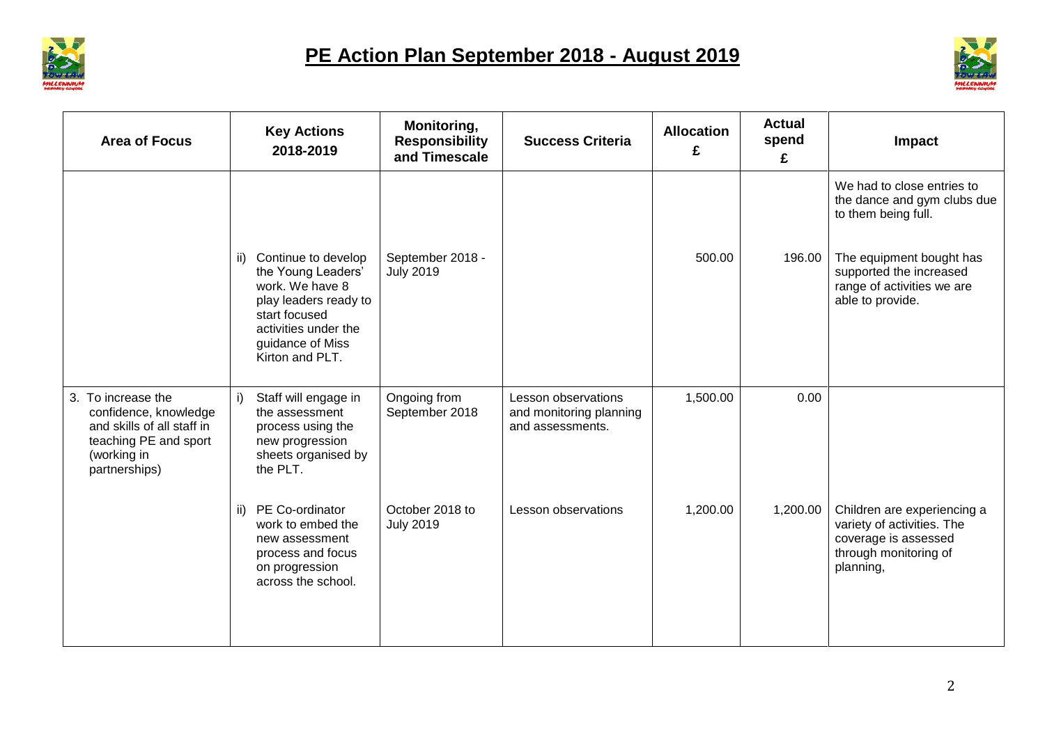# PE Action Plan September 2018 - August 2019

| Area of Focus | Key Actions 2018-2019 | Monitoring, Responsibility and Timescale | Success Criteria | Allocation £ | Actual spend £ | Impact |
|---|---|---|---|---|---|---|
| | | | | | | We had to close entries to the dance and gym clubs due to them being full. |
| | ii) Continue to develop the Young Leaders' work. We have 8 play leaders ready to start focused activities under the guidance of Miss Kirton and PLT. | September 2018 - July 2019 | | 500.00 | 196.00 | The equipment bought has supported the increased range of activities we are able to provide. |
| 3. To increase the confidence, knowledge and skills of all staff in teaching PE and sport (working in partnerships) | i) Staff will engage in the assessment process using the new progression sheets organised by the PLT. | Ongoing from September 2018 | Lesson observations and monitoring planning and assessments. | 1,500.00 | 0.00 | |
| | ii) PE Co-ordinator work to embed the new assessment process and focus on progression across the school. | October 2018 to July 2019 | Lesson observations | 1,200.00 | 1,200.00 | Children are experiencing a variety of activities. The coverage is assessed through monitoring of planning, |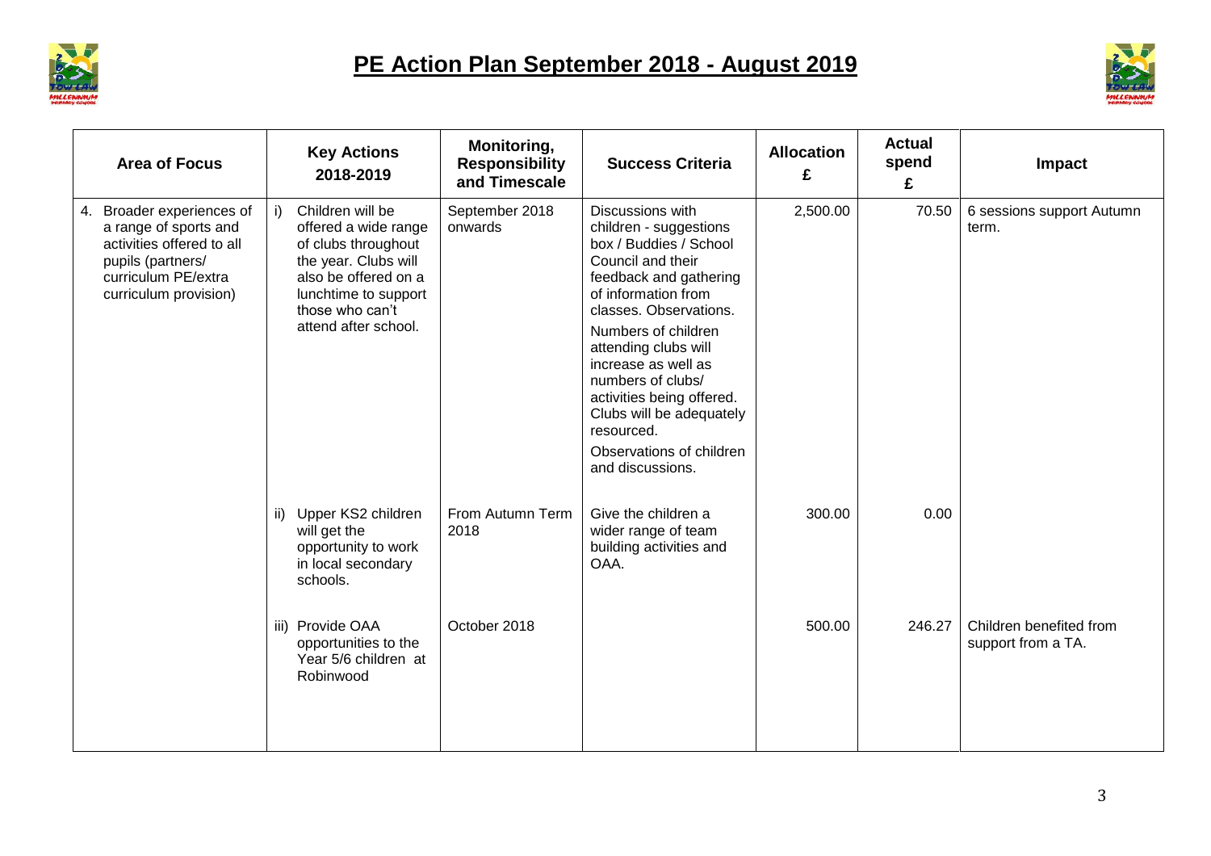# PE Action Plan September 2018 - August 2019

| Area of Focus | Key Actions 2018-2019 | Monitoring, Responsibility and Timescale | Success Criteria | Allocation £ | Actual spend £ | Impact |
|---|---|---|---|---|---|---|
| 4. Broader experiences of a range of sports and activities offered to all pupils (partners/ curriculum PE/extra curriculum provision) | i) Children will be offered a wide range of clubs throughout the year. Clubs will also be offered on a lunchtime to support those who can't attend after school. | September 2018 onwards | Discussions with children - suggestions box / Buddies / School Council and their feedback and gathering of information from classes. Observations.<br><br>Numbers of children attending clubs will increase as well as numbers of clubs/ activities being offered. Clubs will be adequately resourced.<br><br>Observations of children and discussions. | 2,500.00 | 70.50 | 6 sessions support Autumn term. |
| | ii) Upper KS2 children will get the opportunity to work in local secondary schools. | From Autumn Term 2018 | Give the children a wider range of team building activities and OAA. | 300.00 | 0.00 | |
| | iii) Provide OAA opportunities to the Year 5/6 children at Robinwood | October 2018 | | 500.00 | 246.27 | Children benefited from support from a TA. |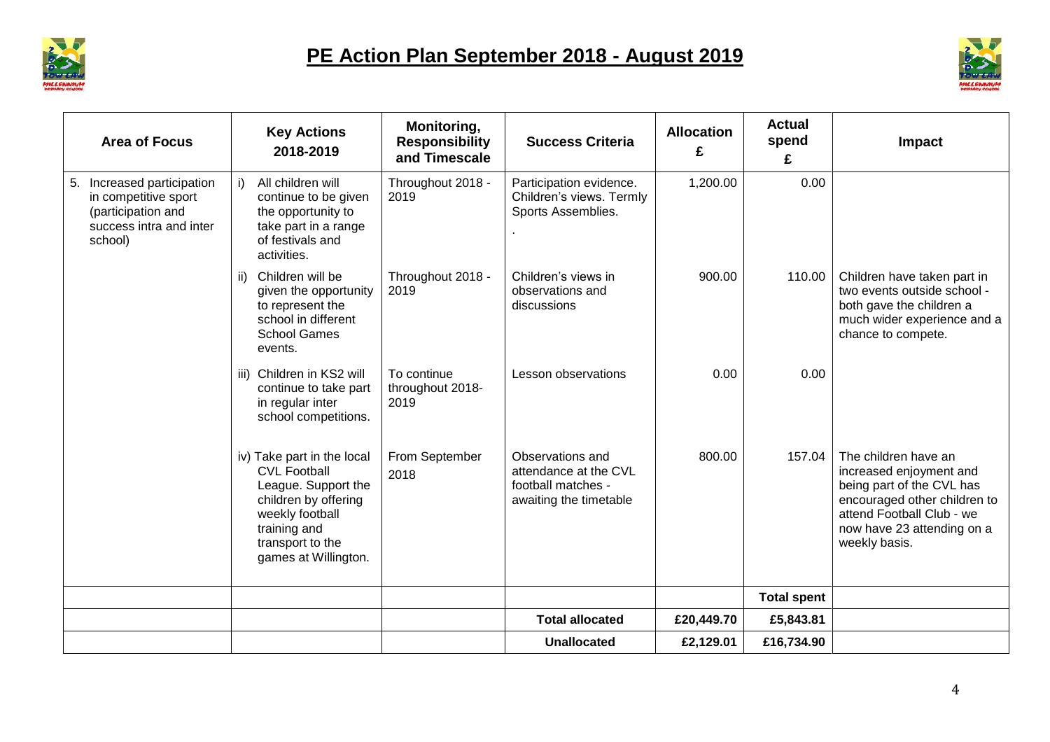# PE Action Plan September 2018 - August 2019

| Area of Focus | Key Actions 2018-2019 | Monitoring, Responsibility and Timescale | Success Criteria | Allocation £ | Actual spend £ | Impact |
|---|---|---|---|---|---|---|
| 5. Increased participation in competitive sport (participation and success intra and inter school) | i) All children will continue to be given the opportunity to take part in a range of festivals and activities. | Throughout 2018 - 2019 | Participation evidence. Children's views. Termly Sports Assemblies. . | 1,200.00 | 0.00 | |
| | ii) Children will be given the opportunity to represent the school in different School Games events. | Throughout 2018 - 2019 | Children's views in observations and discussions | 900.00 | 110.00 | Children have taken part in two events outside school - both gave the children a much wider experience and a chance to compete. |
| | iii) Children in KS2 will continue to take part in regular inter school competitions. | To continue throughout 2018-2019 | Lesson observations | 0.00 | 0.00 | |
| | iv) Take part in the local CVL Football League. Support the children by offering weekly football training and transport to the games at Willington. | From September 2018 | Observations and attendance at the CVL football matches - awaiting the timetable | 800.00 | 157.04 | The children have an increased enjoyment and being part of the CVL has encouraged other children to attend Football Club - we now have 23 attending on a weekly basis. |
| | | | | | **Total spent** | |
| | | | **Total allocated** | **£20,449.70** | **£5,843.81** | |
| | | | **Unallocated** | **£2,129.01** | **£16,734.90** | |